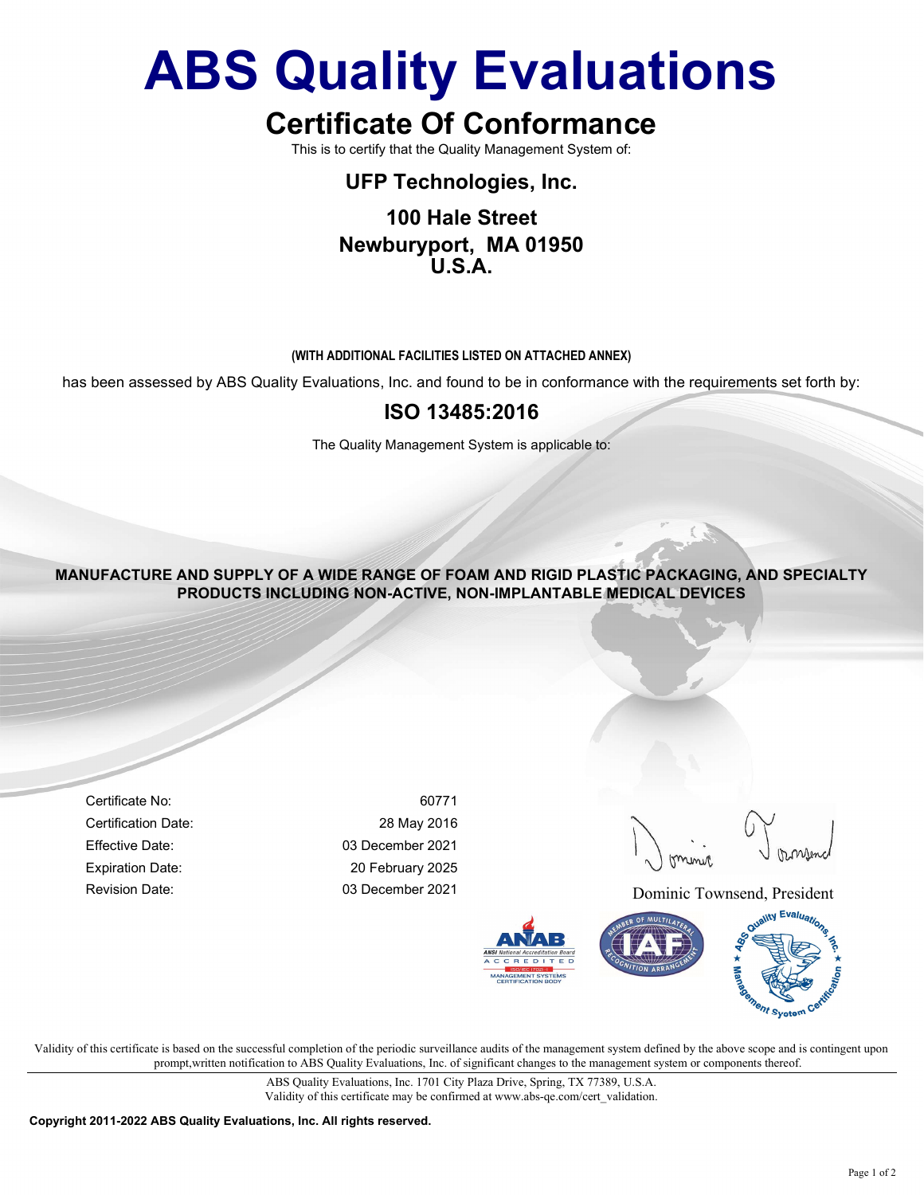# ABS Quality Evaluations

## Certificate Of Conformance

This is to certify that the Quality Management System of:

**UFP Technologies, Inc.**

**100 Hale Street**
**Newburyport, MA 01950**
**U.S.A.**

**(WITH ADDITIONAL FACILITIES LISTED ON ATTACHED ANNEX)**

has been assessed by ABS Quality Evaluations, Inc. and found to be in conformance with the requirements set forth by:

## ISO 13485:2016

The Quality Management System is applicable to:

**MANUFACTURE AND SUPPLY OF A WIDE RANGE OF FOAM AND RIGID PLASTIC PACKAGING, AND SPECIALTY PRODUCTS INCLUDING NON-ACTIVE, NON-IMPLANTABLE MEDICAL DEVICES**

| | |
|---|---|
| Certificate No: | 60771 |
| Certification Date: | 28 May 2016 |
| Effective Date: | 03 December 2021 |
| Expiration Date: | 20 February 2025 |
| Revision Date: | 03 December 2021 |

Dominic Townsend, President

ANAB ANSI National Accreditation Board ACCREDITED ISO/IEC 17021-1 MANAGEMENT SYSTEMS CERTIFICATION BODY

IAF MEMBER OF MULTILATERAL RECOGNITION ARRANGEMENT

ABS Quality Evaluations, Inc. Management System Certification

Validity of this certificate is based on the successful completion of the periodic surveillance audits of the management system defined by the above scope and is contingent upon prompt,written notification to ABS Quality Evaluations, Inc. of significant changes to the management system or components thereof.

ABS Quality Evaluations, Inc. 1701 City Plaza Drive, Spring, TX 77389, U.S.A.
Validity of this certificate may be confirmed at www.abs-qe.com/cert_validation.

**Copyright 2011-2022 ABS Quality Evaluations, Inc. All rights reserved.**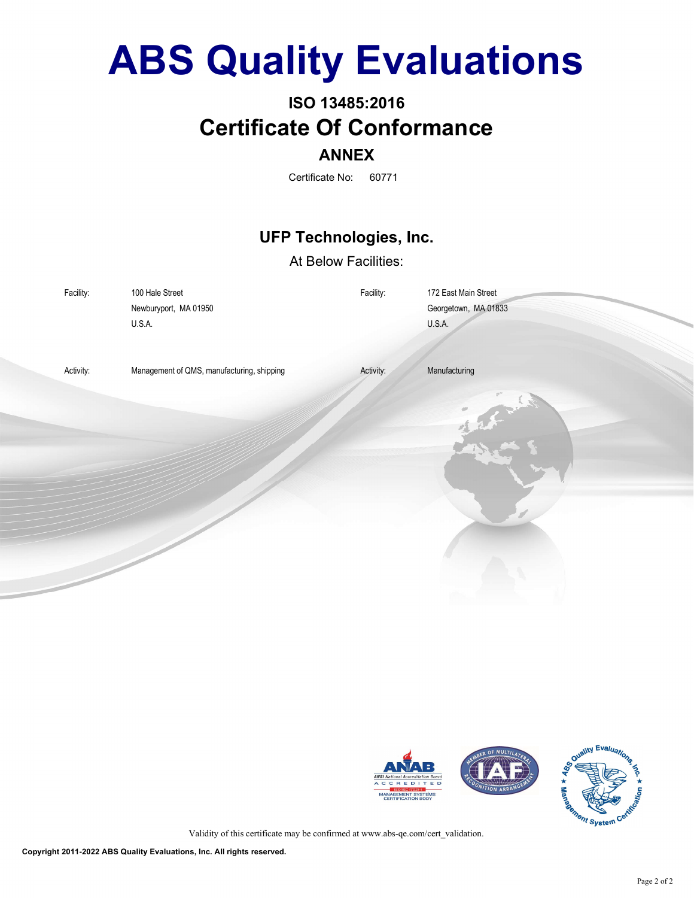# ABS Quality Evaluations

## ISO 13485:2016

## Certificate Of Conformance

### ANNEX

Certificate No: 60771

### UFP Technologies, Inc.

At Below Facilities:

| | | | |
|---|---|---|---|
| Facility: | 100 Hale Street<br>Newburyport, MA 01950<br>U.S.A. | Facility: | 172 East Main Street<br>Georgetown, MA 01833<br>U.S.A. |
| Activity: | Management of QMS, manufacturing, shipping | Activity: | Manufacturing |

Validity of this certificate may be confirmed at www.abs-qe.com/cert_validation.

**Copyright 2011-2022 ABS Quality Evaluations, Inc. All rights reserved.**